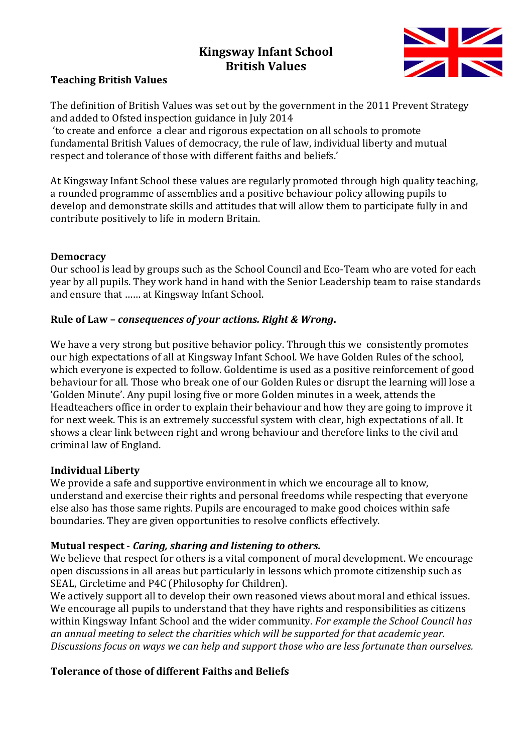# Kingsway Infant School
# British Values

## Teaching British Values

The definition of British Values was set out by the government in the 2011 Prevent Strategy and added to Ofsted inspection guidance in July 2014
'to create and enforce a clear and rigorous expectation on all schools to promote fundamental British Values of democracy, the rule of law, individual liberty and mutual respect and tolerance of those with different faiths and beliefs.'

At Kingsway Infant School these values are regularly promoted through high quality teaching, a rounded programme of assemblies and a positive behaviour policy allowing pupils to develop and demonstrate skills and attitudes that will allow them to participate fully in and contribute positively to life in modern Britain.

## Democracy

Our school is lead by groups such as the School Council and Eco-Team who are voted for each year by all pupils. They work hand in hand with the Senior Leadership team to raise standards and ensure that …… at Kingsway Infant School.

## Rule of Law – *consequences of your actions. Right & Wrong*.

We have a very strong but positive behavior policy. Through this we consistently promotes our high expectations of all at Kingsway Infant School. We have Golden Rules of the school, which everyone is expected to follow. Goldentime is used as a positive reinforcement of good behaviour for all. Those who break one of our Golden Rules or disrupt the learning will lose a 'Golden Minute'. Any pupil losing five or more Golden minutes in a week, attends the Headteachers office in order to explain their behaviour and how they are going to improve it for next week. This is an extremely successful system with clear, high expectations of all. It shows a clear link between right and wrong behaviour and therefore links to the civil and criminal law of England.

## Individual Liberty

We provide a safe and supportive environment in which we encourage all to know, understand and exercise their rights and personal freedoms while respecting that everyone else also has those same rights. Pupils are encouraged to make good choices within safe boundaries. They are given opportunities to resolve conflicts effectively.

## Mutual respect - *Caring, sharing and listening to others.*

We believe that respect for others is a vital component of moral development. We encourage open discussions in all areas but particularly in lessons which promote citizenship such as SEAL, Circletime and P4C (Philosophy for Children).
We actively support all to develop their own reasoned views about moral and ethical issues. We encourage all pupils to understand that they have rights and responsibilities as citizens within Kingsway Infant School and the wider community. *For example the School Council has an annual meeting to select the charities which will be supported for that academic year. Discussions focus on ways we can help and support those who are less fortunate than ourselves.*

## Tolerance of those of different Faiths and Beliefs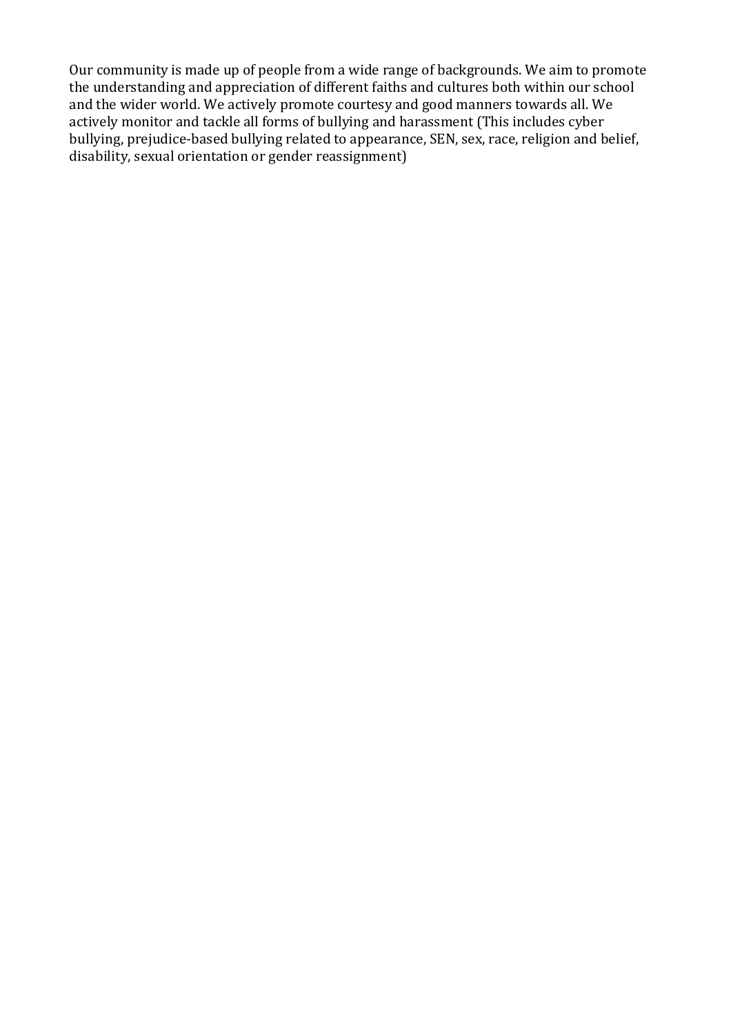Our community is made up of people from a wide range of backgrounds. We aim to promote the understanding and appreciation of different faiths and cultures both within our school and the wider world. We actively promote courtesy and good manners towards all. We actively monitor and tackle all forms of bullying and harassment (This includes cyber bullying, prejudice-based bullying related to appearance, SEN, sex, race, religion and belief, disability, sexual orientation or gender reassignment)